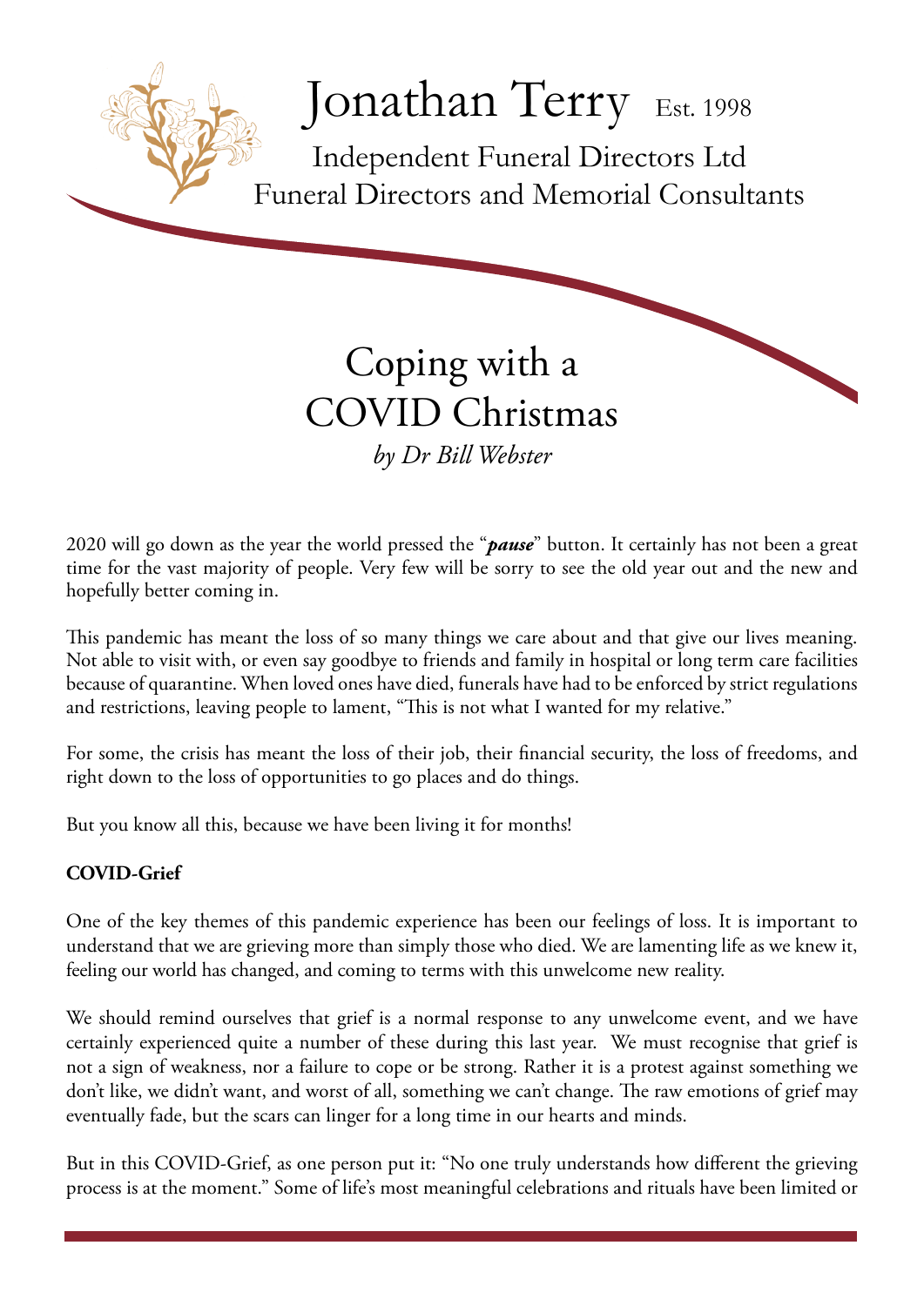# Jonathan Terry Est. 1998

Independent Funeral Directors Ltd
Funeral Directors and Memorial Consultants

# Coping with a COVID Christmas

*by Dr Bill Webster*

2020 will go down as the year the world pressed the "***pause***" button. It certainly has not been a great time for the vast majority of people. Very few will be sorry to see the old year out and the new and hopefully better coming in.

This pandemic has meant the loss of so many things we care about and that give our lives meaning. Not able to visit with, or even say goodbye to friends and family in hospital or long term care facilities because of quarantine. When loved ones have died, funerals have had to be enforced by strict regulations and restrictions, leaving people to lament, "This is not what I wanted for my relative."

For some, the crisis has meant the loss of their job, their financial security, the loss of freedoms, and right down to the loss of opportunities to go places and do things.

But you know all this, because we have been living it for months!

**COVID-Grief**

One of the key themes of this pandemic experience has been our feelings of loss. It is important to understand that we are grieving more than simply those who died. We are lamenting life as we knew it, feeling our world has changed, and coming to terms with this unwelcome new reality.

We should remind ourselves that grief is a normal response to any unwelcome event, and we have certainly experienced quite a number of these during this last year. We must recognise that grief is not a sign of weakness, nor a failure to cope or be strong. Rather it is a protest against something we don't like, we didn't want, and worst of all, something we can't change. The raw emotions of grief may eventually fade, but the scars can linger for a long time in our hearts and minds.

But in this COVID-Grief, as one person put it: "No one truly understands how different the grieving process is at the moment." Some of life's most meaningful celebrations and rituals have been limited or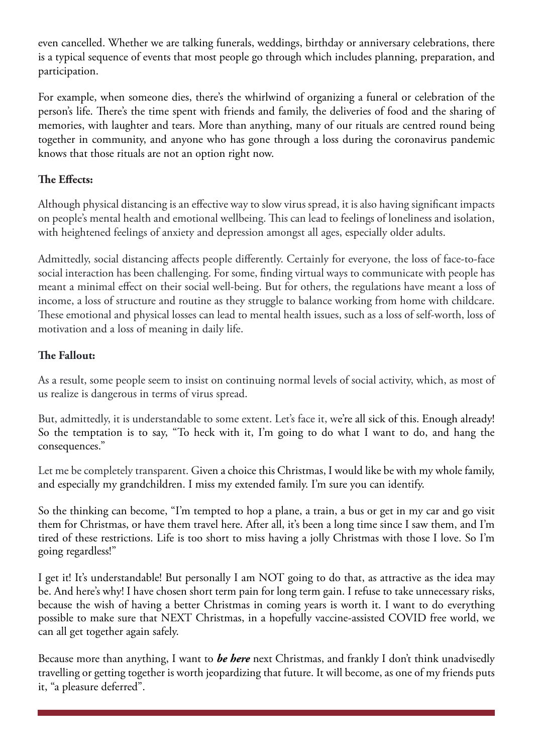even cancelled. Whether we are talking funerals, weddings, birthday or anniversary celebrations, there is a typical sequence of events that most people go through which includes planning, preparation, and participation.

For example, when someone dies, there's the whirlwind of organizing a funeral or celebration of the person's life. There's the time spent with friends and family, the deliveries of food and the sharing of memories, with laughter and tears. More than anything, many of our rituals are centred round being together in community, and anyone who has gone through a loss during the coronavirus pandemic knows that those rituals are not an option right now.

**The Effects:**

Although physical distancing is an effective way to slow virus spread, it is also having significant impacts on people's mental health and emotional wellbeing. This can lead to feelings of loneliness and isolation, with heightened feelings of anxiety and depression amongst all ages, especially older adults.

Admittedly, social distancing affects people differently. Certainly for everyone, the loss of face-to-face social interaction has been challenging. For some, finding virtual ways to communicate with people has meant a minimal effect on their social well-being. But for others, the regulations have meant a loss of income, a loss of structure and routine as they struggle to balance working from home with childcare. These emotional and physical losses can lead to mental health issues, such as a loss of self-worth, loss of motivation and a loss of meaning in daily life.

**The Fallout:**

As a result, some people seem to insist on continuing normal levels of social activity, which, as most of us realize is dangerous in terms of virus spread.

But, admittedly, it is understandable to some extent. Let's face it, we're all sick of this. Enough already! So the temptation is to say, "To heck with it, I'm going to do what I want to do, and hang the consequences."

Let me be completely transparent. Given a choice this Christmas, I would like be with my whole family, and especially my grandchildren. I miss my extended family. I'm sure you can identify.

So the thinking can become, "I'm tempted to hop a plane, a train, a bus or get in my car and go visit them for Christmas, or have them travel here. After all, it's been a long time since I saw them, and I'm tired of these restrictions. Life is too short to miss having a jolly Christmas with those I love. So I'm going regardless!"

I get it! It's understandable! But personally I am NOT going to do that, as attractive as the idea may be. And here's why! I have chosen short term pain for long term gain. I refuse to take unnecessary risks, because the wish of having a better Christmas in coming years is worth it. I want to do everything possible to make sure that NEXT Christmas, in a hopefully vaccine-assisted COVID free world, we can all get together again safely.

Because more than anything, I want to ***be here*** next Christmas, and frankly I don't think unadvisedly travelling or getting together is worth jeopardizing that future. It will become, as one of my friends puts it, "a pleasure deferred".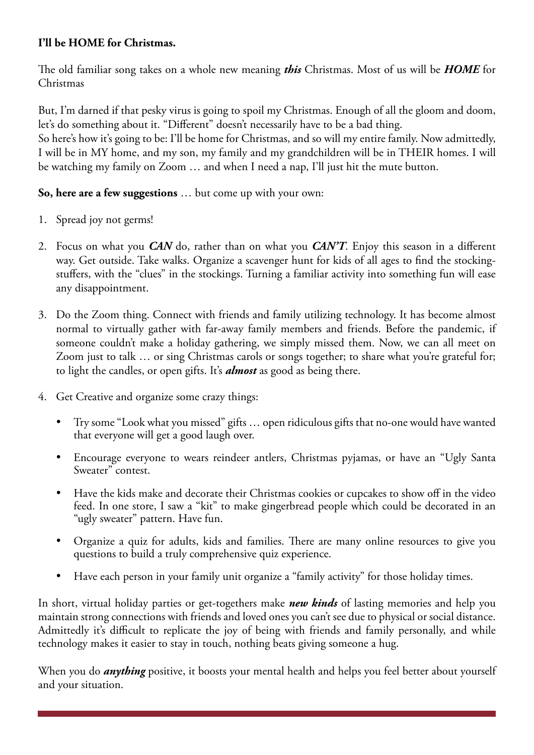**I'll be HOME for Christmas.**

The old familiar song takes on a whole new meaning ***this*** Christmas. Most of us will be ***HOME*** for Christmas

But, I'm darned if that pesky virus is going to spoil my Christmas. Enough of all the gloom and doom, let's do something about it. "Different" doesn't necessarily have to be a bad thing.
So here's how it's going to be: I'll be home for Christmas, and so will my entire family. Now admittedly, I will be in MY home, and my son, my family and my grandchildren will be in THEIR homes. I will be watching my family on Zoom … and when I need a nap, I'll just hit the mute button.

**So, here are a few suggestions** … but come up with your own:

1. Spread joy not germs!

2. Focus on what you ***CAN*** do, rather than on what you ***CAN'T***. Enjoy this season in a different way. Get outside. Take walks. Organize a scavenger hunt for kids of all ages to find the stocking-stuffers, with the "clues" in the stockings. Turning a familiar activity into something fun will ease any disappointment.

3. Do the Zoom thing. Connect with friends and family utilizing technology. It has become almost normal to virtually gather with far-away family members and friends. Before the pandemic, if someone couldn't make a holiday gathering, we simply missed them. Now, we can all meet on Zoom just to talk … or sing Christmas carols or songs together; to share what you're grateful for; to light the candles, or open gifts. It's ***almost*** as good as being there.

4. Get Creative and organize some crazy things:

   - Try some "Look what you missed" gifts … open ridiculous gifts that no-one would have wanted that everyone will get a good laugh over.
   - Encourage everyone to wears reindeer antlers, Christmas pyjamas, or have an "Ugly Santa Sweater" contest.
   - Have the kids make and decorate their Christmas cookies or cupcakes to show off in the video feed. In one store, I saw a "kit" to make gingerbread people which could be decorated in an "ugly sweater" pattern. Have fun.
   - Organize a quiz for adults, kids and families. There are many online resources to give you questions to build a truly comprehensive quiz experience.
   - Have each person in your family unit organize a "family activity" for those holiday times.

In short, virtual holiday parties or get-togethers make ***new kinds*** of lasting memories and help you maintain strong connections with friends and loved ones you can't see due to physical or social distance. Admittedly it's difficult to replicate the joy of being with friends and family personally, and while technology makes it easier to stay in touch, nothing beats giving someone a hug.

When you do ***anything*** positive, it boosts your mental health and helps you feel better about yourself and your situation.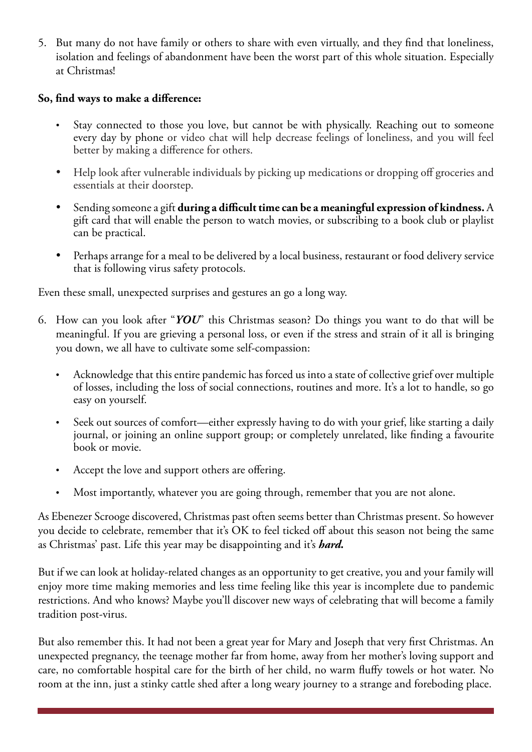5. But many do not have family or others to share with even virtually, and they find that loneliness, isolation and feelings of abandonment have been the worst part of this whole situation. Especially at Christmas!

**So, find ways to make a difference:**

- Stay connected to those you love, but cannot be with physically. Reaching out to someone every day by phone or video chat will help decrease feelings of loneliness, and you will feel better by making a difference for others.
- Help look after vulnerable individuals by picking up medications or dropping off groceries and essentials at their doorstep.
- Sending someone a gift **during a difficult time can be a meaningful expression of kindness.** A gift card that will enable the person to watch movies, or subscribing to a book club or playlist can be practical.
- Perhaps arrange for a meal to be delivered by a local business, restaurant or food delivery service that is following virus safety protocols.

Even these small, unexpected surprises and gestures an go a long way.

6. How can you look after "***YOU***" this Christmas season? Do things you want to do that will be meaningful. If you are grieving a personal loss, or even if the stress and strain of it all is bringing you down, we all have to cultivate some self-compassion:

   - Acknowledge that this entire pandemic has forced us into a state of collective grief over multiple of losses, including the loss of social connections, routines and more. It's a lot to handle, so go easy on yourself.
   - Seek out sources of comfort—either expressly having to do with your grief, like starting a daily journal, or joining an online support group; or completely unrelated, like finding a favourite book or movie.
   - Accept the love and support others are offering.
   - Most importantly, whatever you are going through, remember that you are not alone.

As Ebenezer Scrooge discovered, Christmas past often seems better than Christmas present. So however you decide to celebrate, remember that it's OK to feel ticked off about this season not being the same as Christmas' past. Life this year may be disappointing and it's ***hard.***

But if we can look at holiday-related changes as an opportunity to get creative, you and your family will enjoy more time making memories and less time feeling like this year is incomplete due to pandemic restrictions. And who knows? Maybe you'll discover new ways of celebrating that will become a family tradition post-virus.

But also remember this. It had not been a great year for Mary and Joseph that very first Christmas. An unexpected pregnancy, the teenage mother far from home, away from her mother's loving support and care, no comfortable hospital care for the birth of her child, no warm fluffy towels or hot water. No room at the inn, just a stinky cattle shed after a long weary journey to a strange and foreboding place.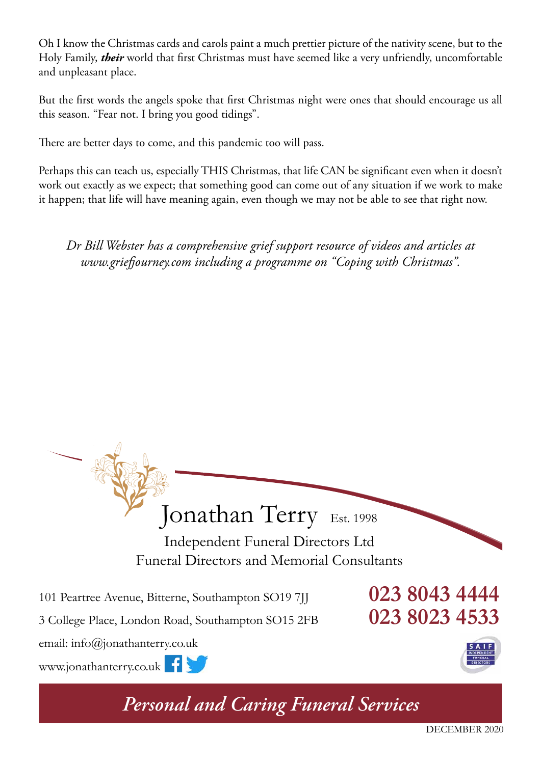Oh I know the Christmas cards and carols paint a much prettier picture of the nativity scene, but to the Holy Family, ***their*** world that first Christmas must have seemed like a very unfriendly, uncomfortable and unpleasant place.

But the first words the angels spoke that first Christmas night were ones that should encourage us all this season. "Fear not. I bring you good tidings".

There are better days to come, and this pandemic too will pass.

Perhaps this can teach us, especially THIS Christmas, that life CAN be significant even when it doesn't work out exactly as we expect; that something good can come out of any situation if we work to make it happen; that life will have meaning again, even though we may not be able to see that right now.

*Dr Bill Webster has a comprehensive grief support resource of videos and articles at www.griefjourney.com including a programme on "Coping with Christmas".*

Jonathan Terry Est. 1998

Independent Funeral Directors Ltd
Funeral Directors and Memorial Consultants

101 Peartree Avenue, Bitterne, Southampton SO19 7JJ

3 College Place, London Road, Southampton SO15 2FB

email: info@jonathanterry.co.uk

www.jonathanterry.co.uk

**023 8043 4444**
**023 8023 4533**

SAIF Independent Funeral Directors

*Personal and Caring Funeral Services*

DECEMBER 2020